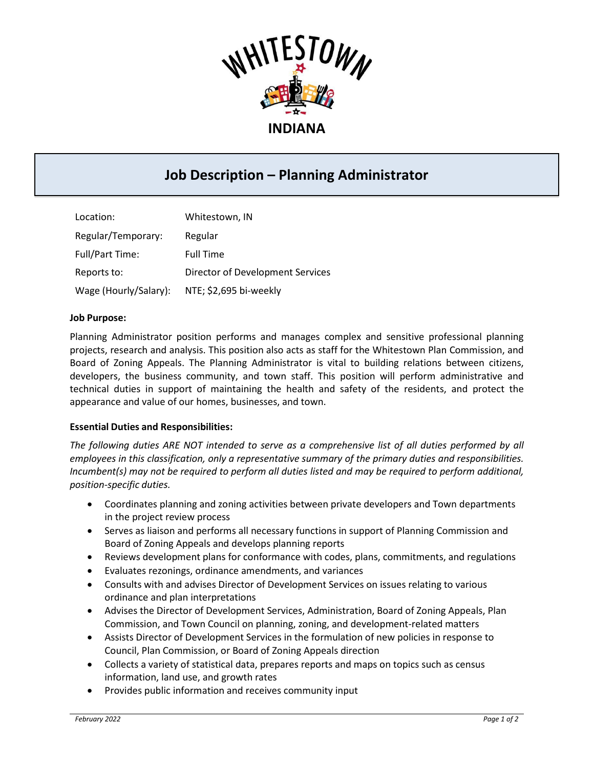WHITESTOWN

INDIANA

# Job Description – Planning Administrator

| | |
|---|---|
| Location: | Whitestown, IN |
| Regular/Temporary: | Regular |
| Full/Part Time: | Full Time |
| Reports to: | Director of Development Services |
| Wage (Hourly/Salary): | NTE; $2,695 bi-weekly |

**Job Purpose:**

Planning Administrator position performs and manages complex and sensitive professional planning projects, research and analysis. This position also acts as staff for the Whitestown Plan Commission, and Board of Zoning Appeals. The Planning Administrator is vital to building relations between citizens, developers, the business community, and town staff. This position will perform administrative and technical duties in support of maintaining the health and safety of the residents, and protect the appearance and value of our homes, businesses, and town.

**Essential Duties and Responsibilities:**

*The following duties ARE NOT intended to serve as a comprehensive list of all duties performed by all employees in this classification, only a representative summary of the primary duties and responsibilities. Incumbent(s) may not be required to perform all duties listed and may be required to perform additional, position-specific duties.*

- Coordinates planning and zoning activities between private developers and Town departments in the project review process
- Serves as liaison and performs all necessary functions in support of Planning Commission and Board of Zoning Appeals and develops planning reports
- Reviews development plans for conformance with codes, plans, commitments, and regulations
- Evaluates rezonings, ordinance amendments, and variances
- Consults with and advises Director of Development Services on issues relating to various ordinance and plan interpretations
- Advises the Director of Development Services, Administration, Board of Zoning Appeals, Plan Commission, and Town Council on planning, zoning, and development-related matters
- Assists Director of Development Services in the formulation of new policies in response to Council, Plan Commission, or Board of Zoning Appeals direction
- Collects a variety of statistical data, prepares reports and maps on topics such as census information, land use, and growth rates
- Provides public information and receives community input

*February 2022*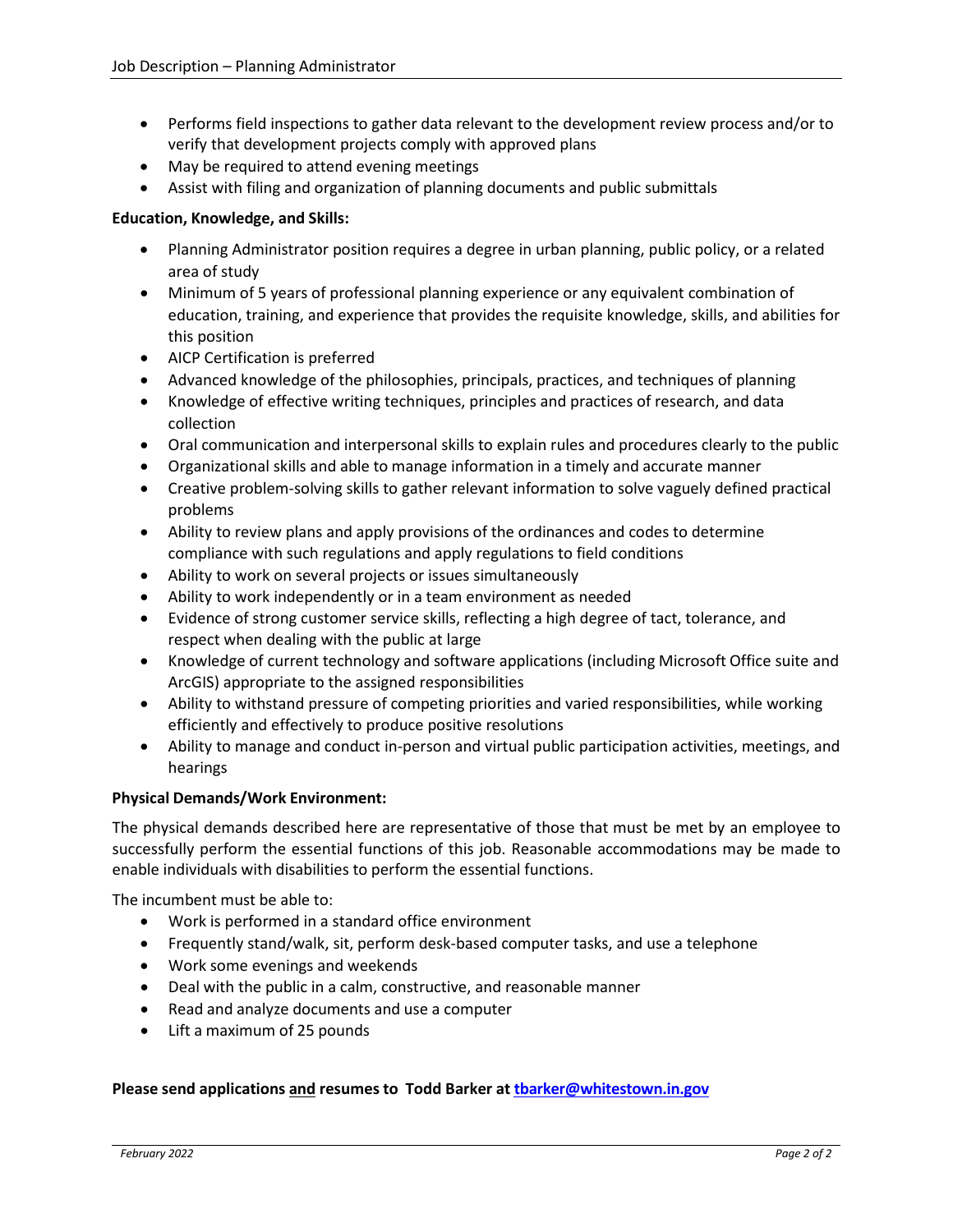- Performs field inspections to gather data relevant to the development review process and/or to verify that development projects comply with approved plans
- May be required to attend evening meetings
- Assist with filing and organization of planning documents and public submittals

**Education, Knowledge, and Skills:**

- Planning Administrator position requires a degree in urban planning, public policy, or a related area of study
- Minimum of 5 years of professional planning experience or any equivalent combination of education, training, and experience that provides the requisite knowledge, skills, and abilities for this position
- AICP Certification is preferred
- Advanced knowledge of the philosophies, principals, practices, and techniques of planning
- Knowledge of effective writing techniques, principles and practices of research, and data collection
- Oral communication and interpersonal skills to explain rules and procedures clearly to the public
- Organizational skills and able to manage information in a timely and accurate manner
- Creative problem-solving skills to gather relevant information to solve vaguely defined practical problems
- Ability to review plans and apply provisions of the ordinances and codes to determine compliance with such regulations and apply regulations to field conditions
- Ability to work on several projects or issues simultaneously
- Ability to work independently or in a team environment as needed
- Evidence of strong customer service skills, reflecting a high degree of tact, tolerance, and respect when dealing with the public at large
- Knowledge of current technology and software applications (including Microsoft Office suite and ArcGIS) appropriate to the assigned responsibilities
- Ability to withstand pressure of competing priorities and varied responsibilities, while working efficiently and effectively to produce positive resolutions
- Ability to manage and conduct in-person and virtual public participation activities, meetings, and hearings

**Physical Demands/Work Environment:**

The physical demands described here are representative of those that must be met by an employee to successfully perform the essential functions of this job. Reasonable accommodations may be made to enable individuals with disabilities to perform the essential functions.

The incumbent must be able to:

- Work is performed in a standard office environment
- Frequently stand/walk, sit, perform desk-based computer tasks, and use a telephone
- Work some evenings and weekends
- Deal with the public in a calm, constructive, and reasonable manner
- Read and analyze documents and use a computer
- Lift a maximum of 25 pounds

**Please send applications and resumes to Todd Barker at [tbarker@whitestown.in.gov](mailto:tbarker@whitestown.in.gov)**

*February 2022*